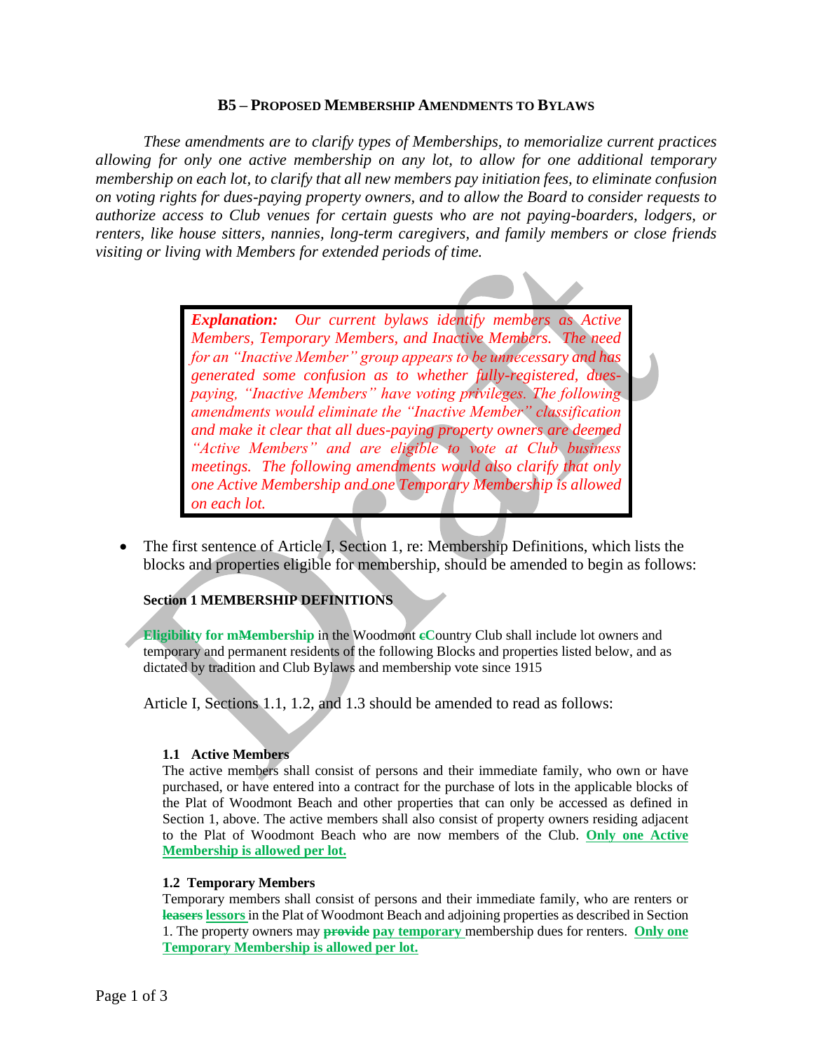**B5 – PROPOSED MEMBERSHIP AMENDMENTS TO BYLAWS**

*These amendments are to clarify types of Memberships, to memorialize current practices allowing for only one active membership on any lot, to allow for one additional temporary membership on each lot, to clarify that all new members pay initiation fees, to eliminate confusion on voting rights for dues-paying property owners, and to allow the Board to consider requests to authorize access to Club venues for certain guests who are not paying-boarders, lodgers, or renters, like house sitters, nannies, long-term caregivers, and family members or close friends visiting or living with Members for extended periods of time.*

> ***Explanation:*** *Our current bylaws identify members as Active Members, Temporary Members, and Inactive Members. The need for an "Inactive Member" group appears to be unnecessary and has generated some confusion as to whether fully-registered, dues-paying, "Inactive Members" have voting privileges. The following amendments would eliminate the "Inactive Member" classification and make it clear that all dues-paying property owners are deemed "Active Members" and are eligible to vote at Club business meetings. The following amendments would also clarify that only one Active Membership and one Temporary Membership is allowed on each lot.*

- The first sentence of Article I, Section 1, re: Membership Definitions, which lists the blocks and properties eligible for membership, should be amended to begin as follows:

**Section 1 MEMBERSHIP DEFINITIONS**

**Eligibility for m~~M~~embership** in the Woodmont ~~c~~Country Club shall include lot owners and temporary and permanent residents of the following Blocks and properties listed below, and as dictated by tradition and Club Bylaws and membership vote since 1915

Article I, Sections 1.1, 1.2, and 1.3 should be amended to read as follows:

**1.1 Active Members**

The active members shall consist of persons and their immediate family, who own or have purchased, or have entered into a contract for the purchase of lots in the applicable blocks of the Plat of Woodmont Beach and other properties that can only be accessed as defined in Section 1, above. The active members shall also consist of property owners residing adjacent to the Plat of Woodmont Beach who are now members of the Club. **Only one Active Membership is allowed per lot.**

**1.2 Temporary Members**

Temporary members shall consist of persons and their immediate family, who are renters or ~~**leasers**~~ **lessors** in the Plat of Woodmont Beach and adjoining properties as described in Section 1. The property owners may ~~**provide**~~ **pay temporary** membership dues for renters. **Only one Temporary Membership is allowed per lot.**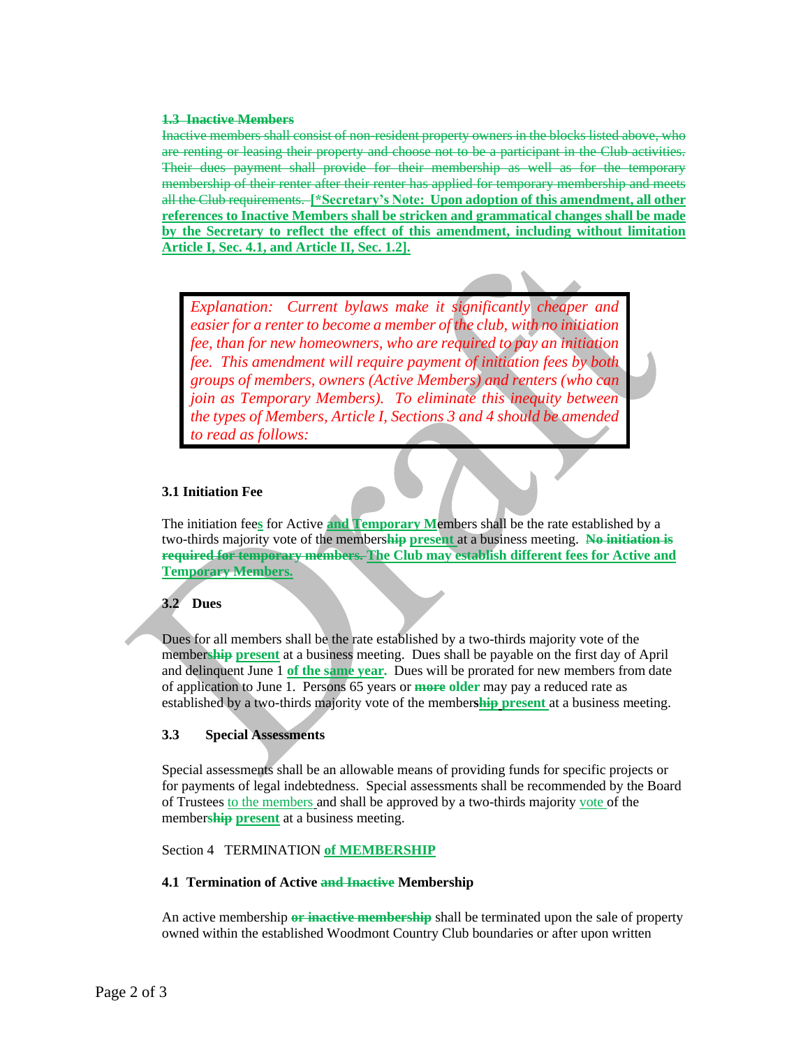~~**1.3 Inactive Members**~~

~~Inactive members shall consist of non-resident property owners in the blocks listed above, who are renting or leasing their property and choose not to be a participant in the Club activities. Their dues payment shall provide for their membership as well as for the temporary membership of their renter after their renter has applied for temporary membership and meets all the Club requirements.~~ **[*Secretary's Note: Upon adoption of this amendment, all other references to Inactive Members shall be stricken and grammatical changes shall be made by the Secretary to reflect the effect of this amendment, including without limitation Article I, Sec. 4.1, and Article II, Sec. 1.2].**

> *Explanation: Current bylaws make it significantly cheaper and easier for a renter to become a member of the club, with no initiation fee, than for new homeowners, who are required to pay an initiation fee. This amendment will require payment of initiation fees by both groups of members, owners (Active Members) and renters (who can join as Temporary Members). To eliminate this inequity between the types of Members, Article I, Sections 3 and 4 should be amended to read as follows:*

**3.1 Initiation Fee**

The initiation fee**s** for Active **and Temporary M**embers shall be the rate established by a two-thirds majority vote of the members~~hip~~ **present** at a business meeting. ~~**No initiation is required for temporary members.**~~ **The Club may establish different fees for Active and Temporary Members.**

**3.2 Dues**

Dues for all members shall be the rate established by a two-thirds majority vote of the members~~hip~~ **present** at a business meeting. Dues shall be payable on the first day of April and delinquent June 1 **of the same year.** Dues will be prorated for new members from date of application to June 1. Persons 65 years or ~~**more**~~ **older** may pay a reduced rate as established by a two-thirds majority vote of the members~~hip~~ **present** at a business meeting.

**3.3 Special Assessments**

Special assessments shall be an allowable means of providing funds for specific projects or for payments of legal indebtedness. Special assessments shall be recommended by the Board of Trustees to the members and shall be approved by a two-thirds majority vote of the members~~hip~~ **present** at a business meeting.

Section 4 TERMINATION **of MEMBERSHIP**

**4.1 Termination of Active ~~and Inactive~~ Membership**

An active membership ~~**or inactive membership**~~ shall be terminated upon the sale of property owned within the established Woodmont Country Club boundaries or after upon written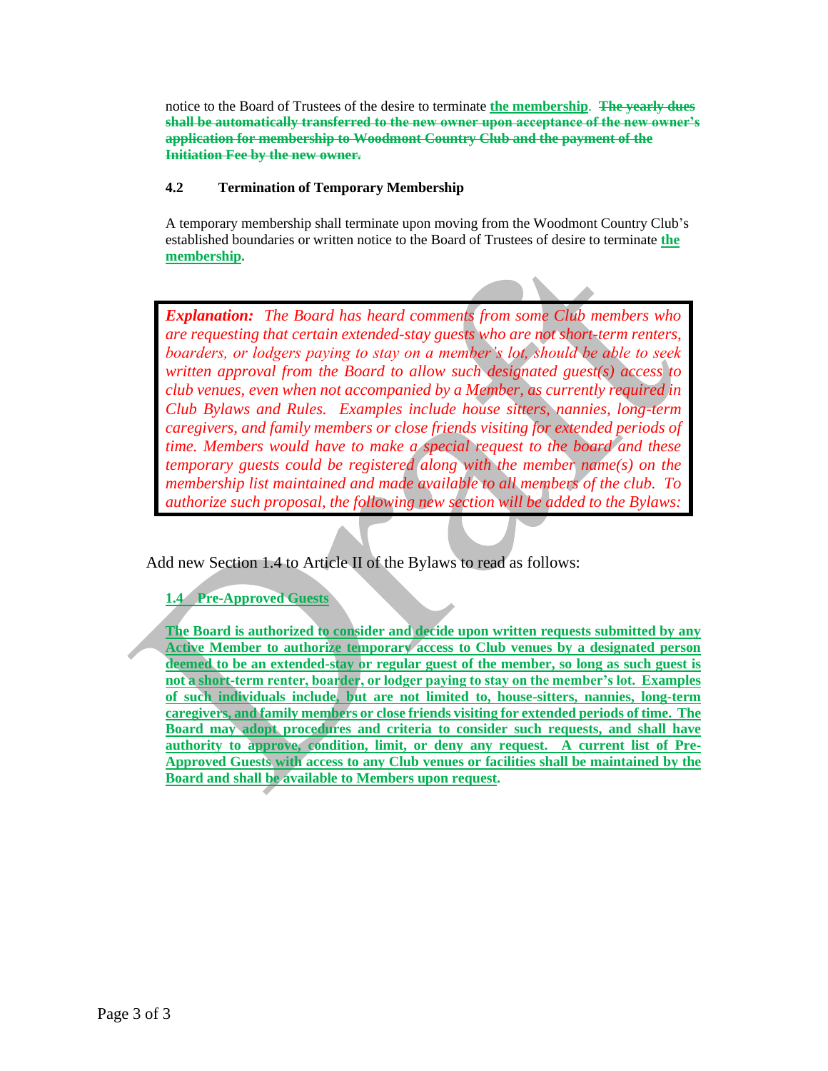notice to the Board of Trustees of the desire to terminate **the membership**. ~~**The yearly dues shall be automatically transferred to the new owner upon acceptance of the new owner's application for membership to Woodmont Country Club and the payment of the Initiation Fee by the new owner.**~~

**4.2 Termination of Temporary Membership**

A temporary membership shall terminate upon moving from the Woodmont Country Club's established boundaries or written notice to the Board of Trustees of desire to terminate **the membership**.

> ***Explanation:*** *The Board has heard comments from some Club members who are requesting that certain extended-stay guests who are not short-term renters, boarders, or lodgers paying to stay on a member's lot, should be able to seek written approval from the Board to allow such designated guest(s) access to club venues, even when not accompanied by a Member, as currently required in Club Bylaws and Rules. Examples include house sitters, nannies, long-term caregivers, and family members or close friends visiting for extended periods of time. Members would have to make a special request to the board and these temporary guests could be registered along with the member name(s) on the membership list maintained and made available to all members of the club. To authorize such proposal, the following new section will be added to the Bylaws:*

Add new Section 1.4 to Article II of the Bylaws to read as follows:

**1.4 Pre-Approved Guests**

**The Board is authorized to consider and decide upon written requests submitted by any Active Member to authorize temporary access to Club venues by a designated person deemed to be an extended-stay or regular guest of the member, so long as such guest is not a short-term renter, boarder, or lodger paying to stay on the member's lot. Examples of such individuals include, but are not limited to, house-sitters, nannies, long-term caregivers, and family members or close friends visiting for extended periods of time. The Board may adopt procedures and criteria to consider such requests, and shall have authority to approve, condition, limit, or deny any request. A current list of Pre-Approved Guests with access to any Club venues or facilities shall be maintained by the Board and shall be available to Members upon request.**